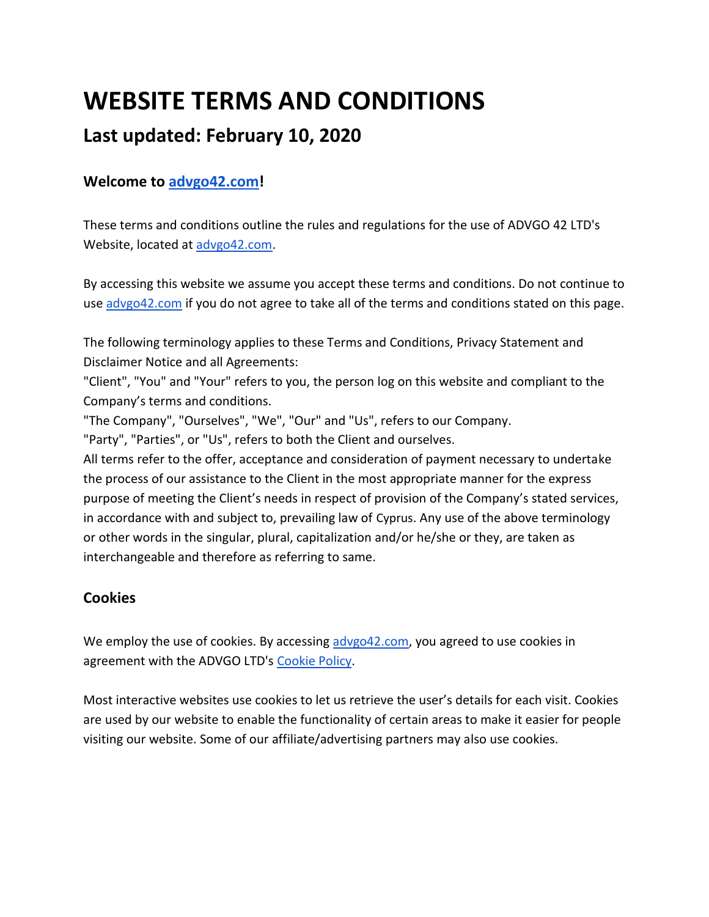# WEBSITE TERMS AND CONDITIONS

## Last updated: February 10, 2020

### Welcome to [advgo42.com](advgo42.com)!

These terms and conditions outline the rules and regulations for the use of ADVGO 42 LTD's Website, located at [advgo42.com](advgo42.com).

By accessing this website we assume you accept these terms and conditions. Do not continue to use [advgo42.com](advgo42.com) if you do not agree to take all of the terms and conditions stated on this page.

The following terminology applies to these Terms and Conditions, Privacy Statement and Disclaimer Notice and all Agreements:
"Client", "You" and "Your" refers to you, the person log on this website and compliant to the Company's terms and conditions.
"The Company", "Ourselves", "We", "Our" and "Us", refers to our Company.
"Party", "Parties", or "Us", refers to both the Client and ourselves.
All terms refer to the offer, acceptance and consideration of payment necessary to undertake the process of our assistance to the Client in the most appropriate manner for the express purpose of meeting the Client's needs in respect of provision of the Company's stated services, in accordance with and subject to, prevailing law of Cyprus. Any use of the above terminology or other words in the singular, plural, capitalization and/or he/she or they, are taken as interchangeable and therefore as referring to same.

### Cookies

We employ the use of cookies. By accessing [advgo42.com](advgo42.com), you agreed to use cookies in agreement with the ADVGO LTD's [Cookie Policy](Cookie Policy).

Most interactive websites use cookies to let us retrieve the user's details for each visit. Cookies are used by our website to enable the functionality of certain areas to make it easier for people visiting our website. Some of our affiliate/advertising partners may also use cookies.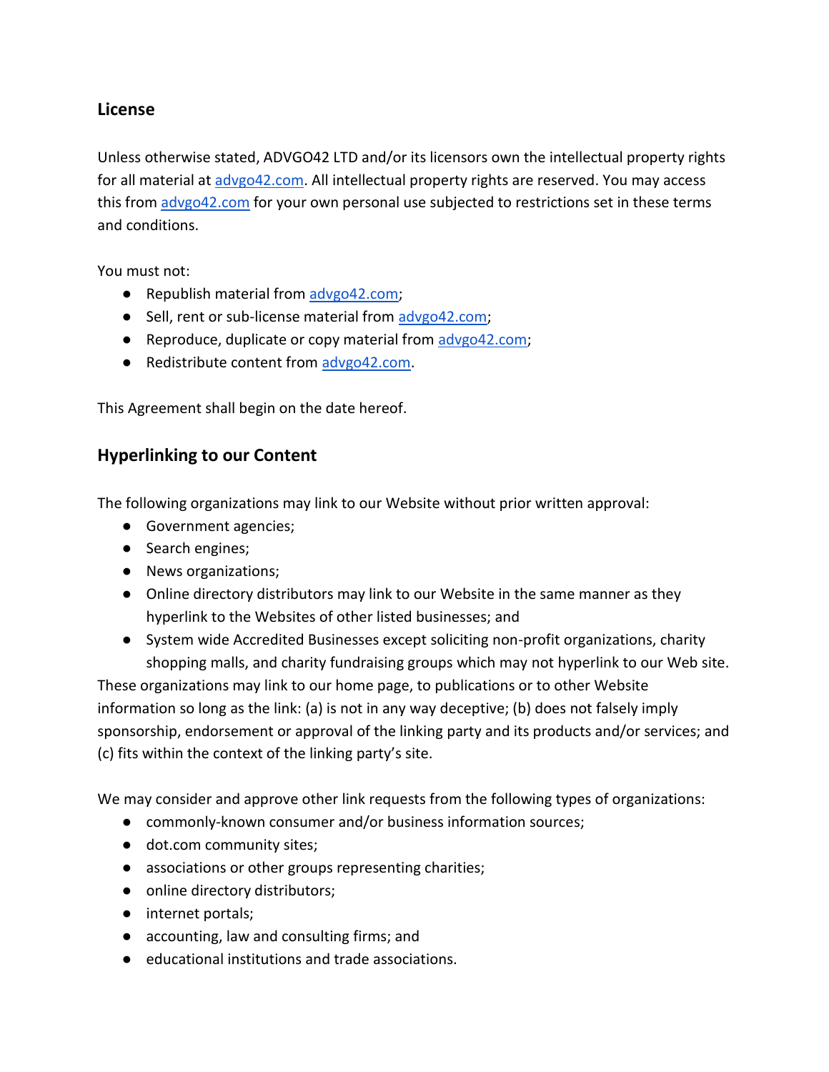## License

Unless otherwise stated, ADVGO42 LTD and/or its licensors own the intellectual property rights for all material at advgo42.com. All intellectual property rights are reserved. You may access this from advgo42.com for your own personal use subjected to restrictions set in these terms and conditions.

You must not:

- Republish material from advgo42.com;
- Sell, rent or sub-license material from advgo42.com;
- Reproduce, duplicate or copy material from advgo42.com;
- Redistribute content from advgo42.com.

This Agreement shall begin on the date hereof.

## Hyperlinking to our Content

The following organizations may link to our Website without prior written approval:

- Government agencies;
- Search engines;
- News organizations;
- Online directory distributors may link to our Website in the same manner as they hyperlink to the Websites of other listed businesses; and
- System wide Accredited Businesses except soliciting non-profit organizations, charity shopping malls, and charity fundraising groups which may not hyperlink to our Web site.

These organizations may link to our home page, to publications or to other Website information so long as the link: (a) is not in any way deceptive; (b) does not falsely imply sponsorship, endorsement or approval of the linking party and its products and/or services; and (c) fits within the context of the linking party's site.

We may consider and approve other link requests from the following types of organizations:

- commonly-known consumer and/or business information sources;
- dot.com community sites;
- associations or other groups representing charities;
- online directory distributors;
- internet portals;
- accounting, law and consulting firms; and
- educational institutions and trade associations.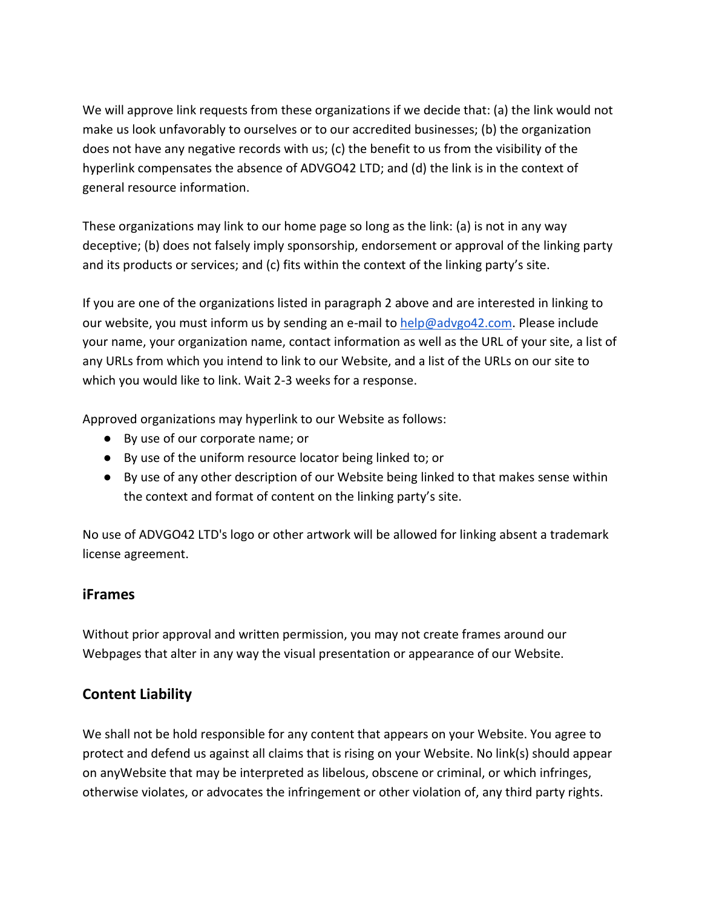We will approve link requests from these organizations if we decide that: (a) the link would not make us look unfavorably to ourselves or to our accredited businesses; (b) the organization does not have any negative records with us; (c) the benefit to us from the visibility of the hyperlink compensates the absence of ADVGO42 LTD; and (d) the link is in the context of general resource information.

These organizations may link to our home page so long as the link: (a) is not in any way deceptive; (b) does not falsely imply sponsorship, endorsement or approval of the linking party and its products or services; and (c) fits within the context of the linking party's site.

If you are one of the organizations listed in paragraph 2 above and are interested in linking to our website, you must inform us by sending an e-mail to help@advgo42.com. Please include your name, your organization name, contact information as well as the URL of your site, a list of any URLs from which you intend to link to our Website, and a list of the URLs on our site to which you would like to link. Wait 2-3 weeks for a response.

Approved organizations may hyperlink to our Website as follows:

- By use of our corporate name; or
- By use of the uniform resource locator being linked to; or
- By use of any other description of our Website being linked to that makes sense within the context and format of content on the linking party's site.

No use of ADVGO42 LTD's logo or other artwork will be allowed for linking absent a trademark license agreement.

## iFrames

Without prior approval and written permission, you may not create frames around our Webpages that alter in any way the visual presentation or appearance of our Website.

## Content Liability

We shall not be hold responsible for any content that appears on your Website. You agree to protect and defend us against all claims that is rising on your Website. No link(s) should appear on anyWebsite that may be interpreted as libelous, obscene or criminal, or which infringes, otherwise violates, or advocates the infringement or other violation of, any third party rights.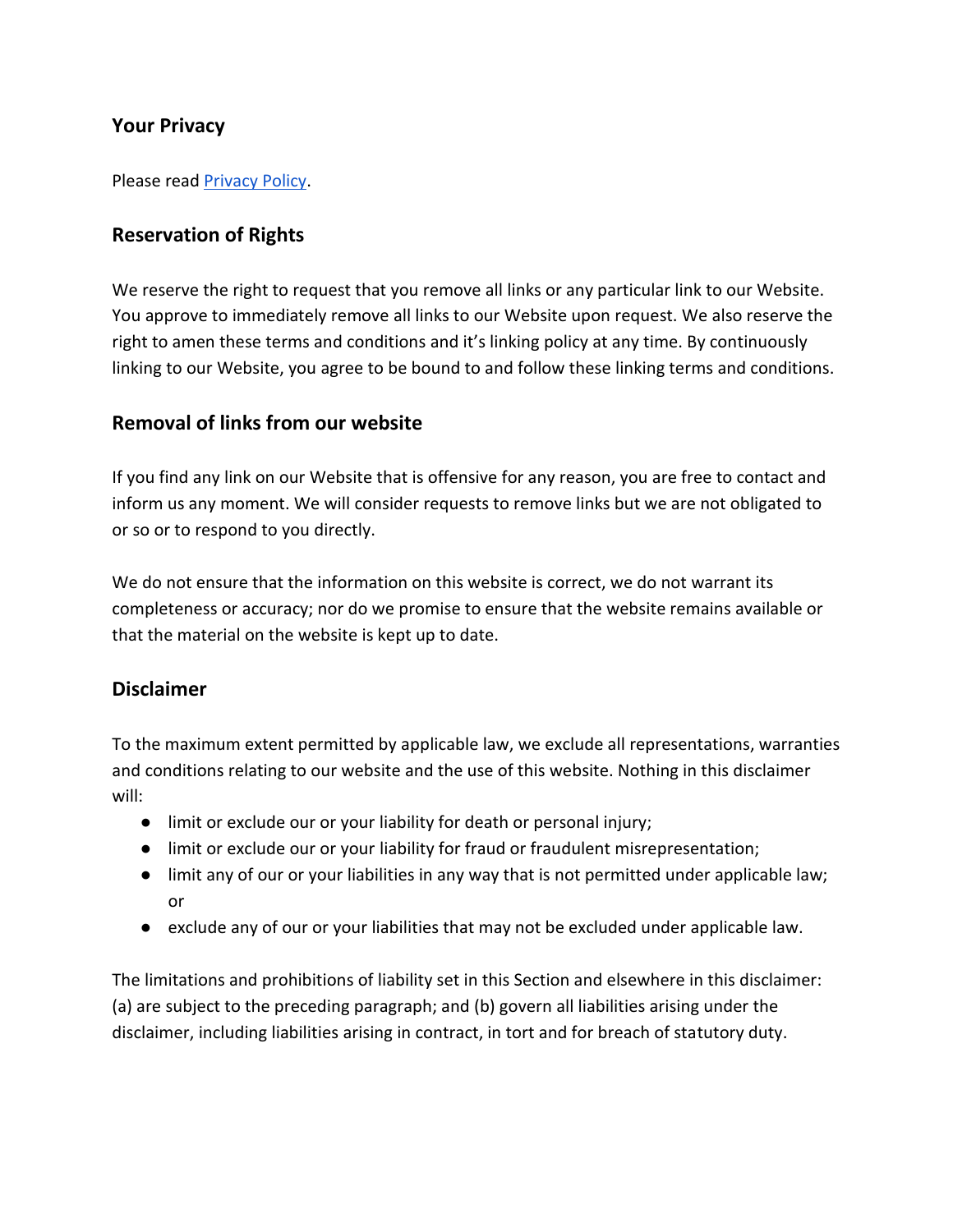### Your Privacy

Please read [Privacy Policy](Privacy Policy).

### Reservation of Rights

We reserve the right to request that you remove all links or any particular link to our Website. You approve to immediately remove all links to our Website upon request. We also reserve the right to amen these terms and conditions and it's linking policy at any time. By continuously linking to our Website, you agree to be bound to and follow these linking terms and conditions.

### Removal of links from our website

If you find any link on our Website that is offensive for any reason, you are free to contact and inform us any moment. We will consider requests to remove links but we are not obligated to or so or to respond to you directly.

We do not ensure that the information on this website is correct, we do not warrant its completeness or accuracy; nor do we promise to ensure that the website remains available or that the material on the website is kept up to date.

### Disclaimer

To the maximum extent permitted by applicable law, we exclude all representations, warranties and conditions relating to our website and the use of this website. Nothing in this disclaimer will:

- limit or exclude our or your liability for death or personal injury;
- limit or exclude our or your liability for fraud or fraudulent misrepresentation;
- limit any of our or your liabilities in any way that is not permitted under applicable law; or
- exclude any of our or your liabilities that may not be excluded under applicable law.

The limitations and prohibitions of liability set in this Section and elsewhere in this disclaimer: (a) are subject to the preceding paragraph; and (b) govern all liabilities arising under the disclaimer, including liabilities arising in contract, in tort and for breach of statutory duty.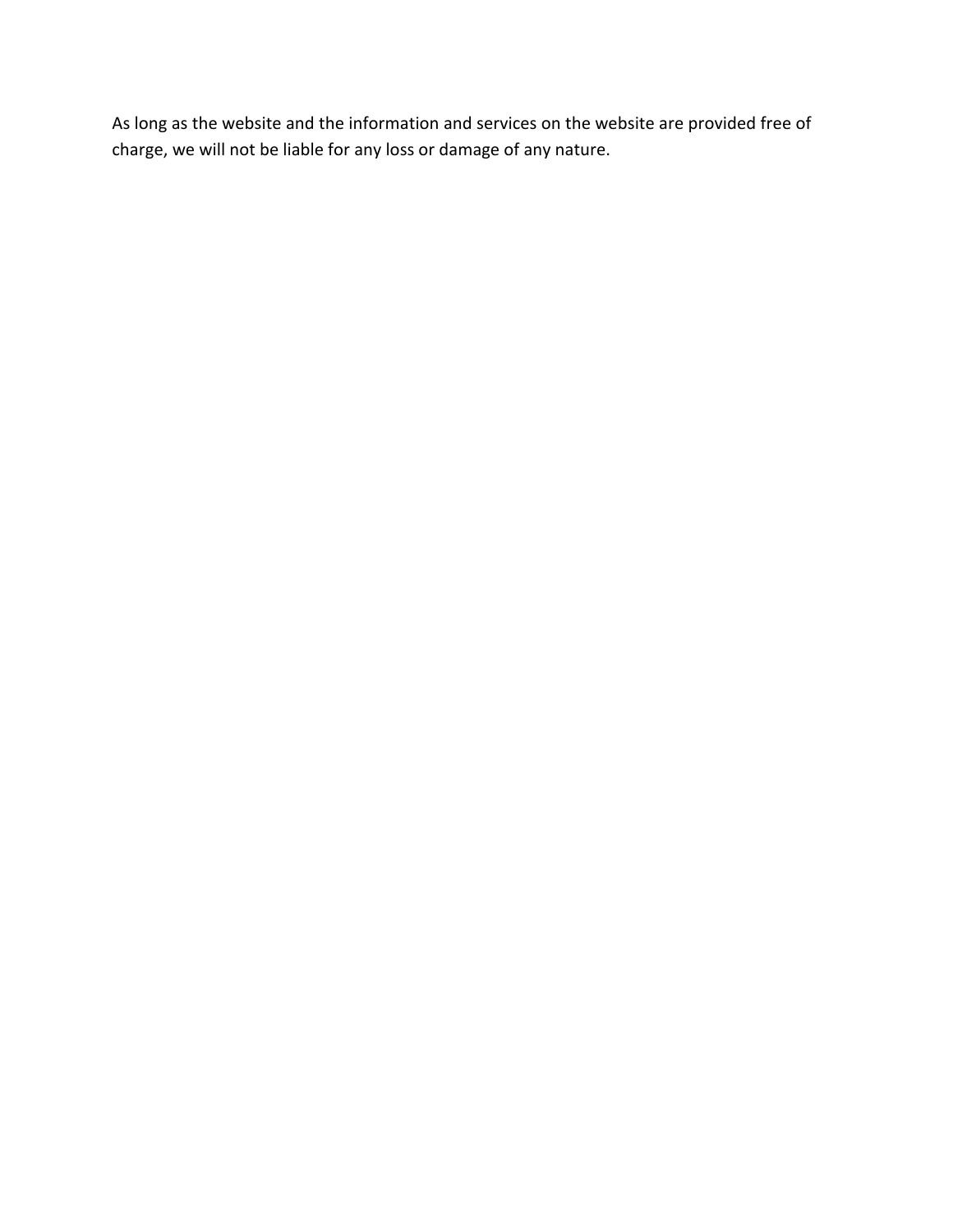As long as the website and the information and services on the website are provided free of charge, we will not be liable for any loss or damage of any nature.